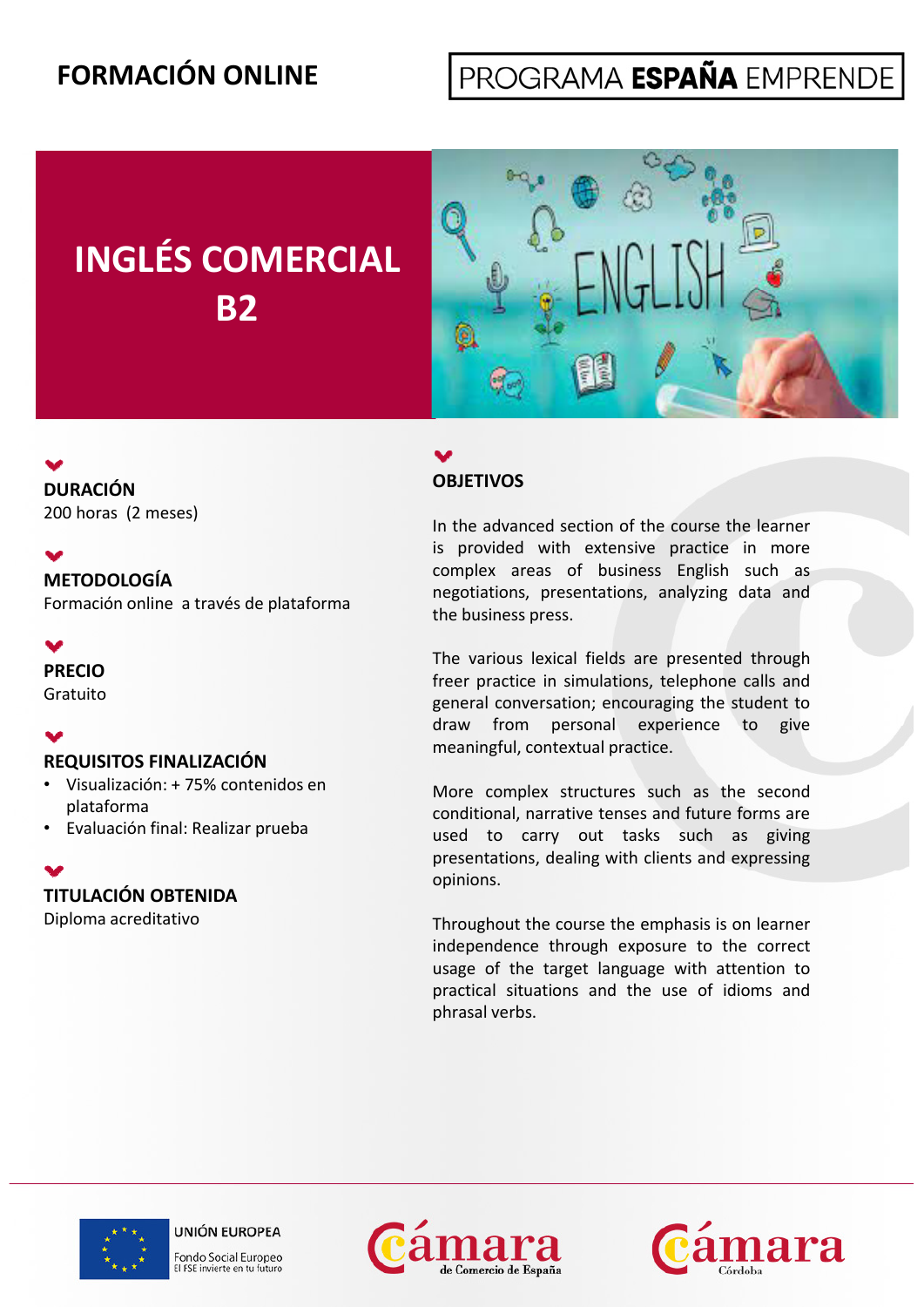**FORMACIÓN ONLINE**

PROGRAMA **ESPAÑA** EMPRENDE

# INGLÉS COMERCIAL B2

## DURACIÓN
200 horas (2 meses)

## METODOLOGÍA
Formación online a través de plataforma

## PRECIO
Gratuito

## REQUISITOS FINALIZACIÓN
- Visualización: + 75% contenidos en plataforma
- Evaluación final: Realizar prueba

## TITULACIÓN OBTENIDA
Diploma acreditativo

## OBJETIVOS

In the advanced section of the course the learner is provided with extensive practice in more complex areas of business English such as negotiations, presentations, analyzing data and the business press.

The various lexical fields are presented through freer practice in simulations, telephone calls and general conversation; encouraging the student to draw from personal experience to give meaningful, contextual practice.

More complex structures such as the second conditional, narrative tenses and future forms are used to carry out tasks such as giving presentations, dealing with clients and expressing opinions.

Throughout the course the emphasis is on learner independence through exposure to the correct usage of the target language with attention to practical situations and the use of idioms and phrasal verbs.

UNIÓN EUROPEA
Fondo Social Europeo
El FSE invierte en tu futuro

Cámara de Comercio de España

Cámara Córdoba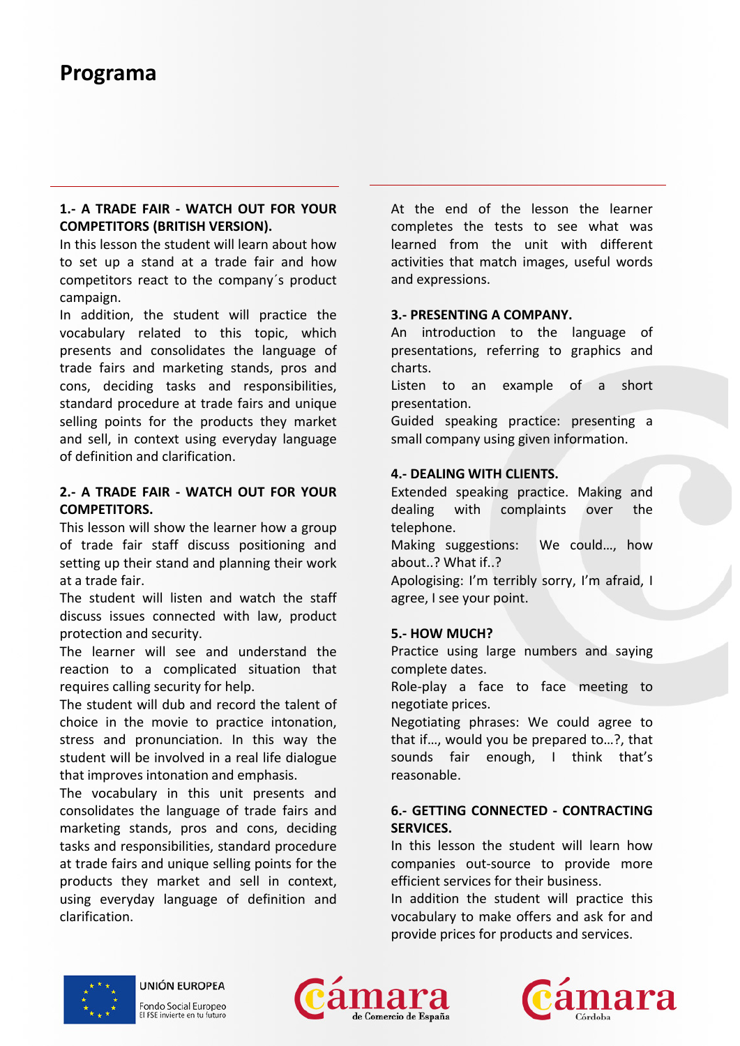# Programa

**1.- A TRADE FAIR - WATCH OUT FOR YOUR COMPETITORS (BRITISH VERSION).**

In this lesson the student will learn about how to set up a stand at a trade fair and how competitors react to the company´s product campaign.

In addition, the student will practice the vocabulary related to this topic, which presents and consolidates the language of trade fairs and marketing stands, pros and cons, deciding tasks and responsibilities, standard procedure at trade fairs and unique selling points for the products they market and sell, in context using everyday language of definition and clarification.

**2.- A TRADE FAIR - WATCH OUT FOR YOUR COMPETITORS.**

This lesson will show the learner how a group of trade fair staff discuss positioning and setting up their stand and planning their work at a trade fair.

The student will listen and watch the staff discuss issues connected with law, product protection and security.

The learner will see and understand the reaction to a complicated situation that requires calling security for help.

The student will dub and record the talent of choice in the movie to practice intonation, stress and pronunciation. In this way the student will be involved in a real life dialogue that improves intonation and emphasis.

The vocabulary in this unit presents and consolidates the language of trade fairs and marketing stands, pros and cons, deciding tasks and responsibilities, standard procedure at trade fairs and unique selling points for the products they market and sell in context, using everyday language of definition and clarification.

At the end of the lesson the learner completes the tests to see what was learned from the unit with different activities that match images, useful words and expressions.

**3.- PRESENTING A COMPANY.**

An introduction to the language of presentations, referring to graphics and charts.

Listen to an example of a short presentation.

Guided speaking practice: presenting a small company using given information.

**4.- DEALING WITH CLIENTS.**

Extended speaking practice. Making and dealing with complaints over the telephone.

Making suggestions: We could…, how about..? What if..?

Apologising: I'm terribly sorry, I'm afraid, I agree, I see your point.

**5.- HOW MUCH?**

Practice using large numbers and saying complete dates.

Role-play a face to face meeting to negotiate prices.

Negotiating phrases: We could agree to that if…, would you be prepared to…?, that sounds fair enough, I think that's reasonable.

**6.- GETTING CONNECTED - CONTRACTING SERVICES.**

In this lesson the student will learn how companies out-source to provide more efficient services for their business.

In addition the student will practice this vocabulary to make offers and ask for and provide prices for products and services.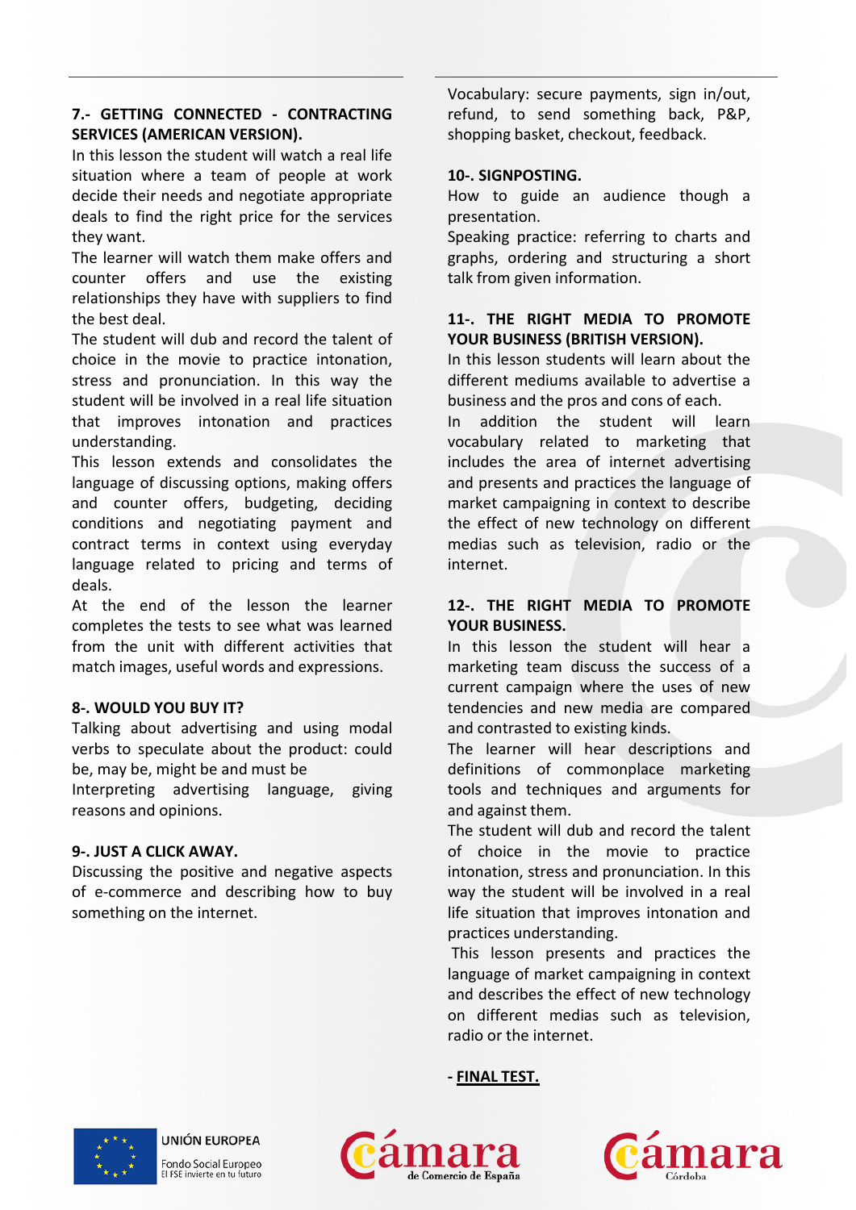**7.- GETTING CONNECTED - CONTRACTING SERVICES (AMERICAN VERSION).**

In this lesson the student will watch a real life situation where a team of people at work decide their needs and negotiate appropriate deals to find the right price for the services they want.

The learner will watch them make offers and counter offers and use the existing relationships they have with suppliers to find the best deal.

The student will dub and record the talent of choice in the movie to practice intonation, stress and pronunciation. In this way the student will be involved in a real life situation that improves intonation and practices understanding.

This lesson extends and consolidates the language of discussing options, making offers and counter offers, budgeting, deciding conditions and negotiating payment and contract terms in context using everyday language related to pricing and terms of deals.

At the end of the lesson the learner completes the tests to see what was learned from the unit with different activities that match images, useful words and expressions.

**8-. WOULD YOU BUY IT?**

Talking about advertising and using modal verbs to speculate about the product: could be, may be, might be and must be

Interpreting advertising language, giving reasons and opinions.

**9-. JUST A CLICK AWAY.**

Discussing the positive and negative aspects of e-commerce and describing how to buy something on the internet.

Vocabulary: secure payments, sign in/out, refund, to send something back, P&P, shopping basket, checkout, feedback.

**10-. SIGNPOSTING.**

How to guide an audience though a presentation.

Speaking practice: referring to charts and graphs, ordering and structuring a short talk from given information.

**11-. THE RIGHT MEDIA TO PROMOTE YOUR BUSINESS (BRITISH VERSION).**

In this lesson students will learn about the different mediums available to advertise a business and the pros and cons of each.

In addition the student will learn vocabulary related to marketing that includes the area of internet advertising and presents and practices the language of market campaigning in context to describe the effect of new technology on different medias such as television, radio or the internet.

**12-. THE RIGHT MEDIA TO PROMOTE YOUR BUSINESS.**

In this lesson the student will hear a marketing team discuss the success of a current campaign where the uses of new tendencies and new media are compared and contrasted to existing kinds.

The learner will hear descriptions and definitions of commonplace marketing tools and techniques and arguments for and against them.

The student will dub and record the talent of choice in the movie to practice intonation, stress and pronunciation. In this way the student will be involved in a real life situation that improves intonation and practices understanding.

This lesson presents and practices the language of market campaigning in context and describes the effect of new technology on different medias such as television, radio or the internet.

**- FINAL TEST.**